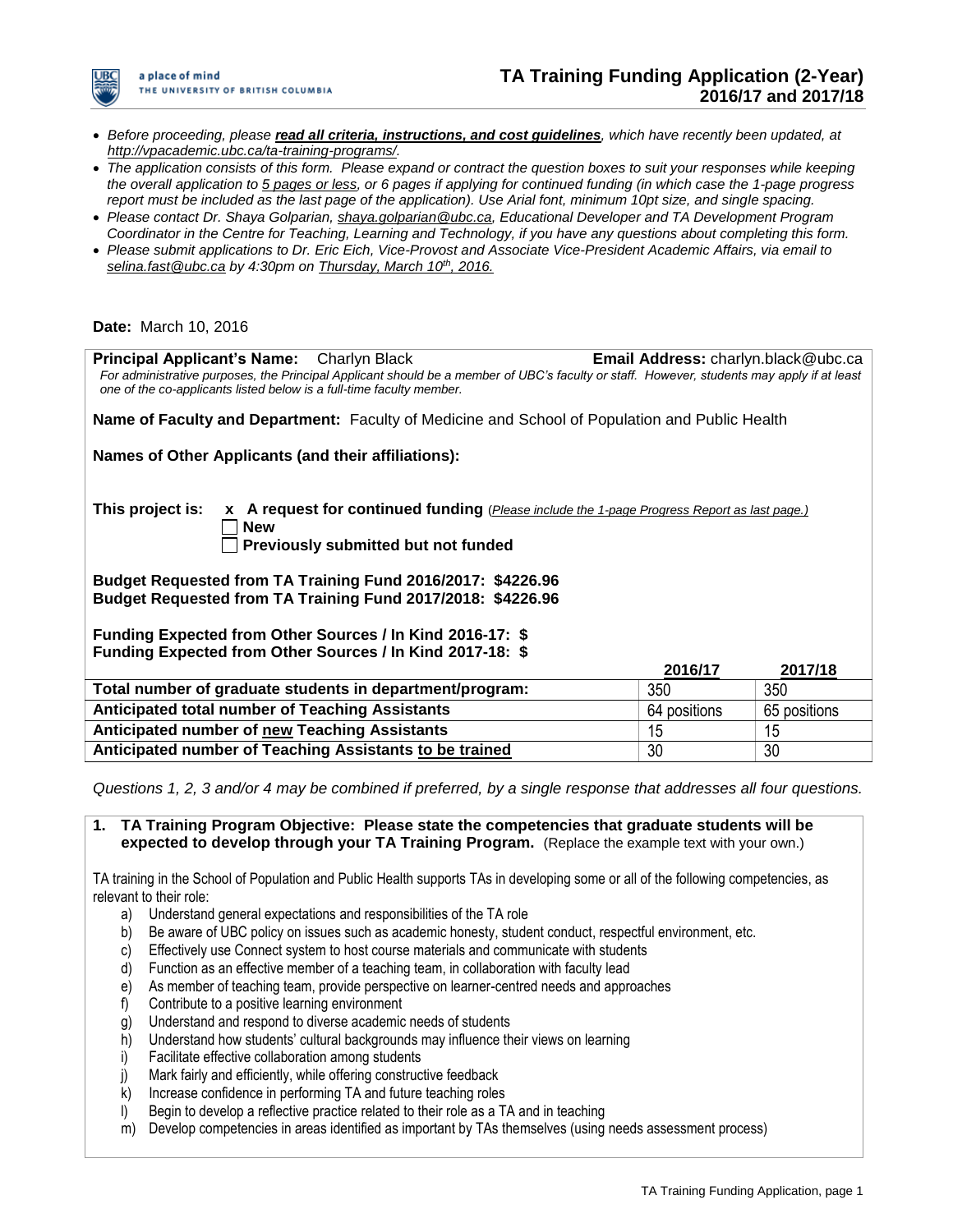a place of mind
THE UNIVERSITY OF BRITISH COLUMBIA

# TA Training Funding Application (2-Year)
## 2016/17 and 2017/18

- *Before proceeding, please **read all criteria, instructions, and cost guidelines**, which have recently been updated, at http://vpacademic.ubc.ca/ta-training-programs/.*
- *The application consists of this form. Please expand or contract the question boxes to suit your responses while keeping the overall application to 5 pages or less, or 6 pages if applying for continued funding (in which case the 1-page progress report must be included as the last page of the application). Use Arial font, minimum 10pt size, and single spacing.*
- *Please contact Dr. Shaya Golparian, shaya.golparian@ubc.ca, Educational Developer and TA Development Program Coordinator in the Centre for Teaching, Learning and Technology, if you have any questions about completing this form.*
- *Please submit applications to Dr. Eric Eich, Vice-Provost and Associate Vice-President Academic Affairs, via email to selina.fast@ubc.ca by 4:30pm on Thursday, March 10th, 2016.*

**Date:** March 10, 2016

**Principal Applicant's Name:** Charlyn Black **Email Address:** charlyn.black@ubc.ca

*For administrative purposes, the Principal Applicant should be a member of UBC's faculty or staff. However, students may apply if at least one of the co-applicants listed below is a full-time faculty member.*

**Name of Faculty and Department:** Faculty of Medicine and School of Population and Public Health

**Names of Other Applicants (and their affiliations):**

**This project is:**
- x **A request for continued funding** (*Please include the 1-page Progress Report as last page.*)
- ☐ **New**
- ☐ **Previously submitted but not funded**

**Budget Requested from TA Training Fund 2016/2017: $4226.96**
**Budget Requested from TA Training Fund 2017/2018: $4226.96**

**Funding Expected from Other Sources / In Kind 2016-17: $**
**Funding Expected from Other Sources / In Kind 2017-18: $**

| | **2016/17** | **2017/18** |
|---|---|---|
| **Total number of graduate students in department/program:** | 350 | 350 |
| **Anticipated total number of Teaching Assistants** | 64 positions | 65 positions |
| **Anticipated number of new Teaching Assistants** | 15 | 15 |
| **Anticipated number of Teaching Assistants to be trained** | 30 | 30 |

*Questions 1, 2, 3 and/or 4 may be combined if preferred, by a single response that addresses all four questions.*

**1. TA Training Program Objective: Please state the competencies that graduate students will be expected to develop through your TA Training Program.** (Replace the example text with your own.)

TA training in the School of Population and Public Health supports TAs in developing some or all of the following competencies, as relevant to their role:

a) Understand general expectations and responsibilities of the TA role
b) Be aware of UBC policy on issues such as academic honesty, student conduct, respectful environment, etc.
c) Effectively use Connect system to host course materials and communicate with students
d) Function as an effective member of a teaching team, in collaboration with faculty lead
e) As member of teaching team, provide perspective on learner-centred needs and approaches
f) Contribute to a positive learning environment
g) Understand and respond to diverse academic needs of students
h) Understand how students' cultural backgrounds may influence their views on learning
i) Facilitate effective collaboration among students
j) Mark fairly and efficiently, while offering constructive feedback
k) Increase confidence in performing TA and future teaching roles
l) Begin to develop a reflective practice related to their role as a TA and in teaching
m) Develop competencies in areas identified as important by TAs themselves (using needs assessment process)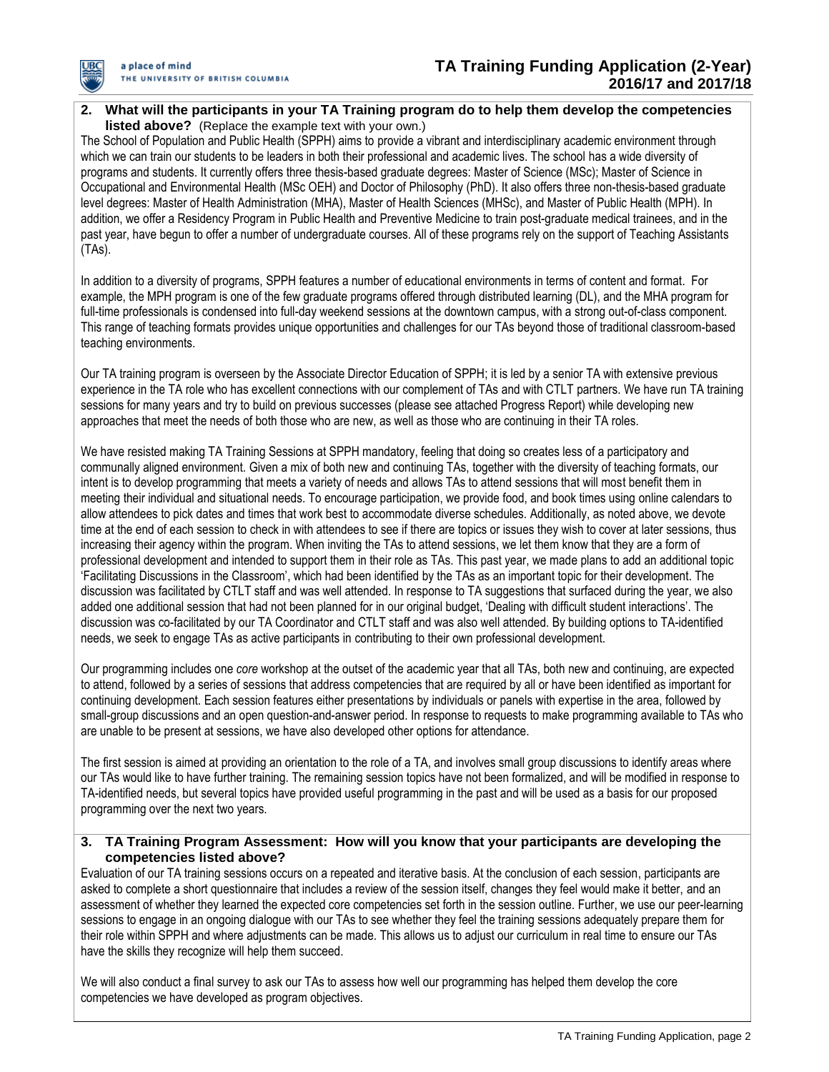## 2. What will the participants in your TA Training program do to help them develop the competencies listed above? (Replace the example text with your own.)

The School of Population and Public Health (SPPH) aims to provide a vibrant and interdisciplinary academic environment through which we can train our students to be leaders in both their professional and academic lives. The school has a wide diversity of programs and students. It currently offers three thesis-based graduate degrees: Master of Science (MSc); Master of Science in Occupational and Environmental Health (MSc OEH) and Doctor of Philosophy (PhD). It also offers three non-thesis-based graduate level degrees: Master of Health Administration (MHA), Master of Health Sciences (MHSc), and Master of Public Health (MPH). In addition, we offer a Residency Program in Public Health and Preventive Medicine to train post-graduate medical trainees, and in the past year, have begun to offer a number of undergraduate courses. All of these programs rely on the support of Teaching Assistants (TAs).

In addition to a diversity of programs, SPPH features a number of educational environments in terms of content and format. For example, the MPH program is one of the few graduate programs offered through distributed learning (DL), and the MHA program for full-time professionals is condensed into full-day weekend sessions at the downtown campus, with a strong out-of-class component. This range of teaching formats provides unique opportunities and challenges for our TAs beyond those of traditional classroom-based teaching environments.

Our TA training program is overseen by the Associate Director Education of SPPH; it is led by a senior TA with extensive previous experience in the TA role who has excellent connections with our complement of TAs and with CTLT partners. We have run TA training sessions for many years and try to build on previous successes (please see attached Progress Report) while developing new approaches that meet the needs of both those who are new, as well as those who are continuing in their TA roles.

We have resisted making TA Training Sessions at SPPH mandatory, feeling that doing so creates less of a participatory and communally aligned environment. Given a mix of both new and continuing TAs, together with the diversity of teaching formats, our intent is to develop programming that meets a variety of needs and allows TAs to attend sessions that will most benefit them in meeting their individual and situational needs. To encourage participation, we provide food, and book times using online calendars to allow attendees to pick dates and times that work best to accommodate diverse schedules. Additionally, as noted above, we devote time at the end of each session to check in with attendees to see if there are topics or issues they wish to cover at later sessions, thus increasing their agency within the program. When inviting the TAs to attend sessions, we let them know that they are a form of professional development and intended to support them in their role as TAs. This past year, we made plans to add an additional topic 'Facilitating Discussions in the Classroom', which had been identified by the TAs as an important topic for their development. The discussion was facilitated by CTLT staff and was well attended. In response to TA suggestions that surfaced during the year, we also added one additional session that had not been planned for in our original budget, 'Dealing with difficult student interactions'. The discussion was co-facilitated by our TA Coordinator and CTLT staff and was also well attended. By building options to TA-identified needs, we seek to engage TAs as active participants in contributing to their own professional development.

Our programming includes one *core* workshop at the outset of the academic year that all TAs, both new and continuing, are expected to attend, followed by a series of sessions that address competencies that are required by all or have been identified as important for continuing development. Each session features either presentations by individuals or panels with expertise in the area, followed by small-group discussions and an open question-and-answer period. In response to requests to make programming available to TAs who are unable to be present at sessions, we have also developed other options for attendance.

The first session is aimed at providing an orientation to the role of a TA, and involves small group discussions to identify areas where our TAs would like to have further training. The remaining session topics have not been formalized, and will be modified in response to TA-identified needs, but several topics have provided useful programming in the past and will be used as a basis for our proposed programming over the next two years.

## 3. TA Training Program Assessment: How will you know that your participants are developing the competencies listed above?

Evaluation of our TA training sessions occurs on a repeated and iterative basis. At the conclusion of each session, participants are asked to complete a short questionnaire that includes a review of the session itself, changes they feel would make it better, and an assessment of whether they learned the expected core competencies set forth in the session outline. Further, we use our peer-learning sessions to engage in an ongoing dialogue with our TAs to see whether they feel the training sessions adequately prepare them for their role within SPPH and where adjustments can be made. This allows us to adjust our curriculum in real time to ensure our TAs have the skills they recognize will help them succeed.

We will also conduct a final survey to ask our TAs to assess how well our programming has helped them develop the core competencies we have developed as program objectives.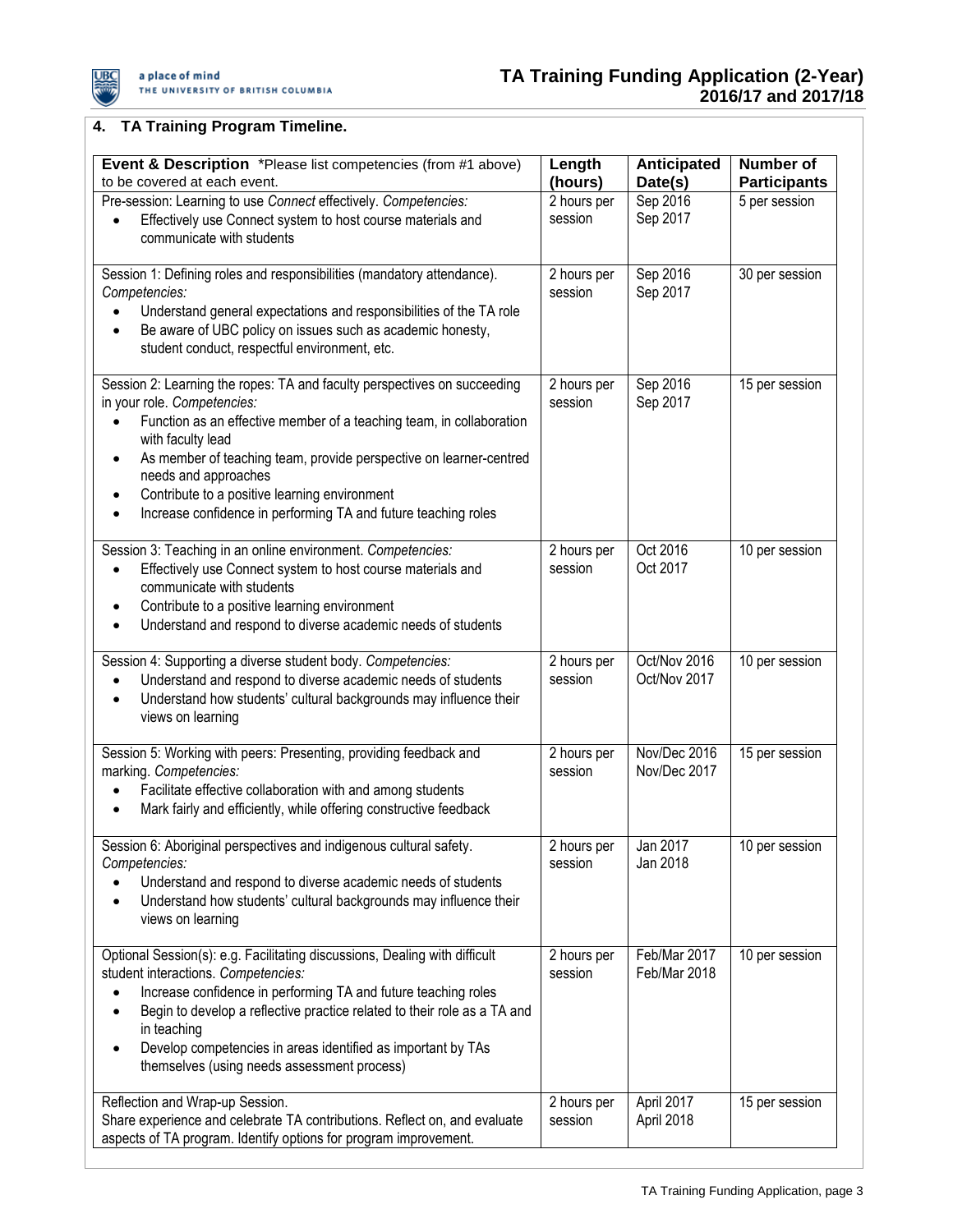## 4. TA Training Program Timeline.

| **Event & Description** *Please list competencies (from #1 above) to be covered at each event. | **Length (hours)** | **Anticipated Date(s)** | **Number of Participants** |
|---|---|---|---|
| Pre-session: Learning to use *Connect* effectively. *Competencies:*<br>• Effectively use Connect system to host course materials and communicate with students | 2 hours per session | Sep 2016<br>Sep 2017 | 5 per session |
| Session 1: Defining roles and responsibilities (mandatory attendance). *Competencies:*<br>• Understand general expectations and responsibilities of the TA role<br>• Be aware of UBC policy on issues such as academic honesty, student conduct, respectful environment, etc. | 2 hours per session | Sep 2016<br>Sep 2017 | 30 per session |
| Session 2: Learning the ropes: TA and faculty perspectives on succeeding in your role. *Competencies:*<br>• Function as an effective member of a teaching team, in collaboration with faculty lead<br>• As member of teaching team, provide perspective on learner-centred needs and approaches<br>• Contribute to a positive learning environment<br>• Increase confidence in performing TA and future teaching roles | 2 hours per session | Sep 2016<br>Sep 2017 | 15 per session |
| Session 3: Teaching in an online environment. *Competencies:*<br>• Effectively use Connect system to host course materials and communicate with students<br>• Contribute to a positive learning environment<br>• Understand and respond to diverse academic needs of students | 2 hours per session | Oct 2016<br>Oct 2017 | 10 per session |
| Session 4: Supporting a diverse student body. *Competencies:*<br>• Understand and respond to diverse academic needs of students<br>• Understand how students' cultural backgrounds may influence their views on learning | 2 hours per session | Oct/Nov 2016<br>Oct/Nov 2017 | 10 per session |
| Session 5: Working with peers: Presenting, providing feedback and marking. *Competencies:*<br>• Facilitate effective collaboration with and among students<br>• Mark fairly and efficiently, while offering constructive feedback | 2 hours per session | Nov/Dec 2016<br>Nov/Dec 2017 | 15 per session |
| Session 6: Aboriginal perspectives and indigenous cultural safety. *Competencies:*<br>• Understand and respond to diverse academic needs of students<br>• Understand how students' cultural backgrounds may influence their views on learning | 2 hours per session | Jan 2017<br>Jan 2018 | 10 per session |
| Optional Session(s): e.g. Facilitating discussions, Dealing with difficult student interactions. *Competencies:*<br>• Increase confidence in performing TA and future teaching roles<br>• Begin to develop a reflective practice related to their role as a TA and in teaching<br>• Develop competencies in areas identified as important by TAs themselves (using needs assessment process) | 2 hours per session | Feb/Mar 2017<br>Feb/Mar 2018 | 10 per session |
| Reflection and Wrap-up Session.<br>Share experience and celebrate TA contributions. Reflect on, and evaluate aspects of TA program. Identify options for program improvement. | 2 hours per session | April 2017<br>April 2018 | 15 per session |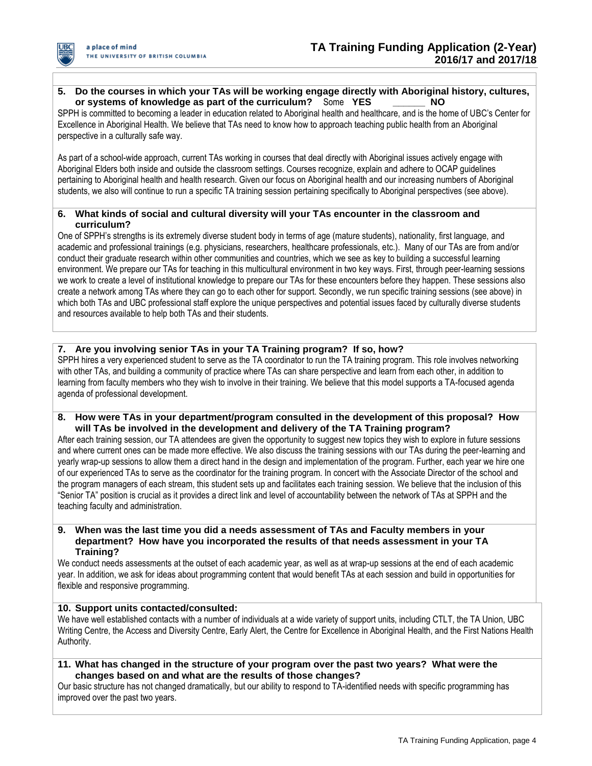**5. Do the courses in which your TAs will be working engage directly with Aboriginal history, cultures, or systems of knowledge as part of the curriculum?** Some **YES** ______ **NO**

SPPH is committed to becoming a leader in education related to Aboriginal health and healthcare, and is the home of UBC's Center for Excellence in Aboriginal Health. We believe that TAs need to know how to approach teaching public health from an Aboriginal perspective in a culturally safe way.

As part of a school-wide approach, current TAs working in courses that deal directly with Aboriginal issues actively engage with Aboriginal Elders both inside and outside the classroom settings. Courses recognize, explain and adhere to OCAP guidelines pertaining to Aboriginal health and health research. Given our focus on Aboriginal health and our increasing numbers of Aboriginal students, we also will continue to run a specific TA training session pertaining specifically to Aboriginal perspectives (see above).

**6. What kinds of social and cultural diversity will your TAs encounter in the classroom and curriculum?**

One of SPPH's strengths is its extremely diverse student body in terms of age (mature students), nationality, first language, and academic and professional trainings (e.g. physicians, researchers, healthcare professionals, etc.). Many of our TAs are from and/or conduct their graduate research within other communities and countries, which we see as key to building a successful learning environment. We prepare our TAs for teaching in this multicultural environment in two key ways. First, through peer-learning sessions we work to create a level of institutional knowledge to prepare our TAs for these encounters before they happen. These sessions also create a network among TAs where they can go to each other for support. Secondly, we run specific training sessions (see above) in which both TAs and UBC professional staff explore the unique perspectives and potential issues faced by culturally diverse students and resources available to help both TAs and their students.

**7. Are you involving senior TAs in your TA Training program? If so, how?**

SPPH hires a very experienced student to serve as the TA coordinator to run the TA training program. This role involves networking with other TAs, and building a community of practice where TAs can share perspective and learn from each other, in addition to learning from faculty members who they wish to involve in their training. We believe that this model supports a TA-focused agenda agenda of professional development.

**8. How were TAs in your department/program consulted in the development of this proposal? How will TAs be involved in the development and delivery of the TA Training program?**

After each training session, our TA attendees are given the opportunity to suggest new topics they wish to explore in future sessions and where current ones can be made more effective. We also discuss the training sessions with our TAs during the peer-learning and yearly wrap-up sessions to allow them a direct hand in the design and implementation of the program. Further, each year we hire one of our experienced TAs to serve as the coordinator for the training program. In concert with the Associate Director of the school and the program managers of each stream, this student sets up and facilitates each training session. We believe that the inclusion of this "Senior TA" position is crucial as it provides a direct link and level of accountability between the network of TAs at SPPH and the teaching faculty and administration.

**9. When was the last time you did a needs assessment of TAs and Faculty members in your department? How have you incorporated the results of that needs assessment in your TA Training?**

We conduct needs assessments at the outset of each academic year, as well as at wrap-up sessions at the end of each academic year. In addition, we ask for ideas about programming content that would benefit TAs at each session and build in opportunities for flexible and responsive programming.

**10. Support units contacted/consulted:**

We have well established contacts with a number of individuals at a wide variety of support units, including CTLT, the TA Union, UBC Writing Centre, the Access and Diversity Centre, Early Alert, the Centre for Excellence in Aboriginal Health, and the First Nations Health Authority.

**11. What has changed in the structure of your program over the past two years? What were the changes based on and what are the results of those changes?**

Our basic structure has not changed dramatically, but our ability to respond to TA-identified needs with specific programming has improved over the past two years.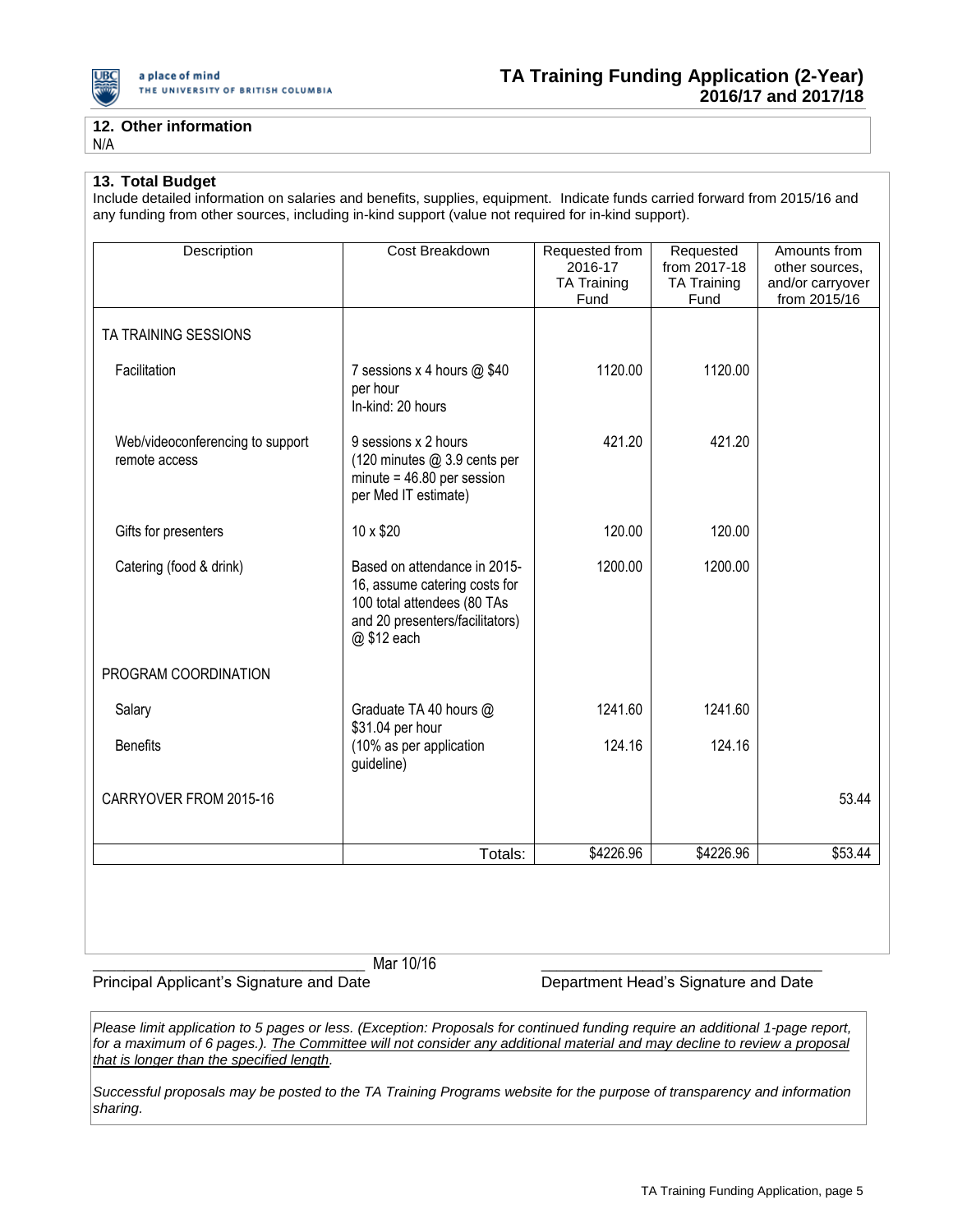### 12. Other information

N/A

### 13. Total Budget

Include detailed information on salaries and benefits, supplies, equipment. Indicate funds carried forward from 2015/16 and any funding from other sources, including in-kind support (value not required for in-kind support).

| Description | Cost Breakdown | Requested from 2016-17 TA Training Fund | Requested from 2017-18 TA Training Fund | Amounts from other sources, and/or carryover from 2015/16 |
|---|---|---|---|---|
| TA TRAINING SESSIONS | | | | |
| Facilitation | 7 sessions x 4 hours @ $40 per hour<br>In-kind: 20 hours | 1120.00 | 1120.00 | |
| Web/videoconferencing to support remote access | 9 sessions x 2 hours (120 minutes @ 3.9 cents per minute = 46.80 per session per Med IT estimate) | 421.20 | 421.20 | |
| Gifts for presenters | 10 x $20 | 120.00 | 120.00 | |
| Catering (food & drink) | Based on attendance in 2015-16, assume catering costs for 100 total attendees (80 TAs and 20 presenters/facilitators) @ $12 each | 1200.00 | 1200.00 | |
| PROGRAM COORDINATION | | | | |
| Salary | Graduate TA 40 hours @ $31.04 per hour | 1241.60 | 1241.60 | |
| Benefits | (10% as per application guideline) | 124.16 | 124.16 | |
| CARRYOVER FROM 2015-16 | | | | 53.44 |
| | Totals: | $4226.96 | $4226.96 | $53.44 |

_______________________________ Mar 10/16
Principal Applicant's Signature and Date

_______________________________
Department Head's Signature and Date

*Please limit application to 5 pages or less. (Exception: Proposals for continued funding require an additional 1-page report, for a maximum of 6 pages.). The Committee will not consider any additional material and may decline to review a proposal that is longer than the specified length.*

*Successful proposals may be posted to the TA Training Programs website for the purpose of transparency and information sharing.*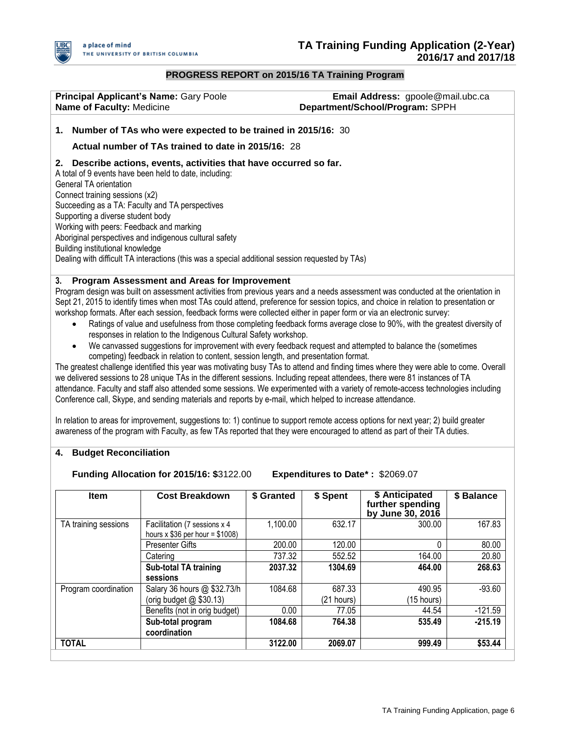# TA Training Funding Application (2-Year) 2016/17 and 2017/18

## PROGRESS REPORT on 2015/16 TA Training Program

**Principal Applicant's Name:** Gary Poole  
**Email Address:** gpoole@mail.ubc.ca  
**Name of Faculty:** Medicine  
**Department/School/Program:** SPPH

### 1. Number of TAs who were expected to be trained in 2015/16: 30

**Actual number of TAs trained to date in 2015/16:** 28

### 2. Describe actions, events, activities that have occurred so far.

A total of 9 events have been held to date, including:  
General TA orientation  
Connect training sessions (x2)  
Succeeding as a TA: Faculty and TA perspectives  
Supporting a diverse student body  
Working with peers: Feedback and marking  
Aboriginal perspectives and indigenous cultural safety  
Building institutional knowledge  
Dealing with difficult TA interactions (this was a special additional session requested by TAs)

### 3. Program Assessment and Areas for Improvement

Program design was built on assessment activities from previous years and a needs assessment was conducted at the orientation in Sept 21, 2015 to identify times when most TAs could attend, preference for session topics, and choice in relation to presentation or workshop formats. After each session, feedback forms were collected either in paper form or via an electronic survey:

- Ratings of value and usefulness from those completing feedback forms average close to 90%, with the greatest diversity of responses in relation to the Indigenous Cultural Safety workshop.
- We canvassed suggestions for improvement with every feedback request and attempted to balance the (sometimes competing) feedback in relation to content, session length, and presentation format.

The greatest challenge identified this year was motivating busy TAs to attend and finding times where they were able to come. Overall we delivered sessions to 28 unique TAs in the different sessions. Including repeat attendees, there were 81 instances of TA attendance. Faculty and staff also attended some sessions. We experimented with a variety of remote-access technologies including Conference call, Skype, and sending materials and reports by e-mail, which helped to increase attendance.

In relation to areas for improvement, suggestions to: 1) continue to support remote access options for next year; 2) build greater awareness of the program with Faculty, as few TAs reported that they were encouraged to attend as part of their TA duties.

### 4. Budget Reconciliation

**Funding Allocation for 2015/16: $**3122.00 **Expenditures to Date\* :** $2069.07

| Item | Cost Breakdown | $ Granted | $ Spent | $ Anticipated further spending by June 30, 2016 | $ Balance |
|---|---|---|---|---|---|
| TA training sessions | Facilitation (7 sessions x 4 hours x $36 per hour = $1008) | 1,100.00 | 632.17 | 300.00 | 167.83 |
| | Presenter Gifts | 200.00 | 120.00 | 0 | 80.00 |
| | Catering | 737.32 | 552.52 | 164.00 | 20.80 |
| | **Sub-total TA training sessions** | **2037.32** | **1304.69** | **464.00** | **268.63** |
| Program coordination | Salary 36 hours @ $32.73/h (orig budget @ $30.13) | 1084.68 | 687.33 (21 hours) | 490.95 (15 hours) | -93.60 |
| | Benefits (not in orig budget) | 0.00 | 77.05 | 44.54 | -121.59 |
| | **Sub-total program coordination** | **1084.68** | **764.38** | **535.49** | **-215.19** |
| **TOTAL** | | **3122.00** | **2069.07** | **999.49** | **$53.44** |